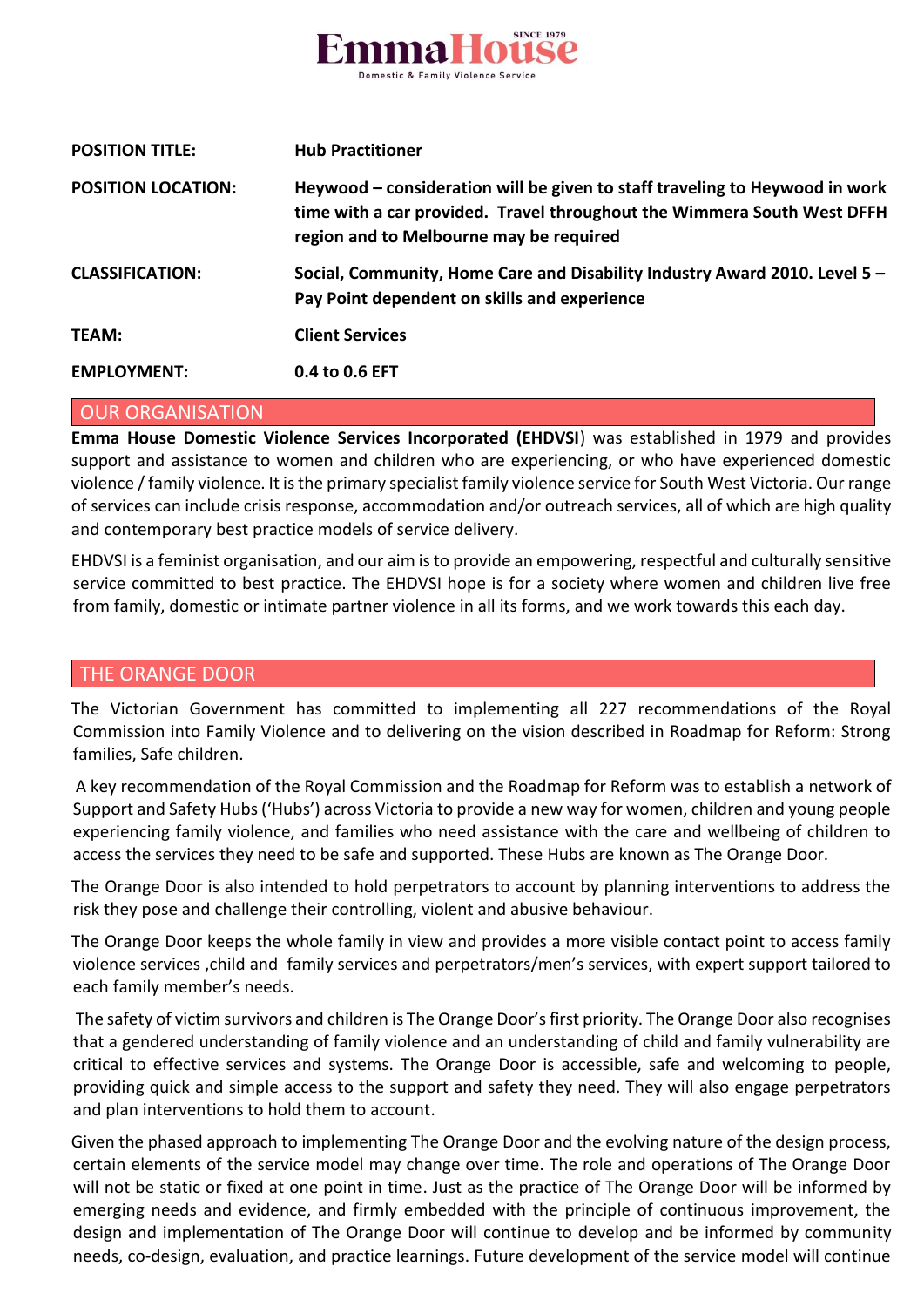EmmaHouse
SINCE 1979
Domestic & Family Violence Service

| | |
|---|---|
| **POSITION TITLE:** | **Hub Practitioner** |
| **POSITION LOCATION:** | **Heywood – consideration will be given to staff traveling to Heywood in work time with a car provided. Travel throughout the Wimmera South West DFFH region and to Melbourne may be required** |
| **CLASSIFICATION:** | **Social, Community, Home Care and Disability Industry Award 2010. Level 5 – Pay Point dependent on skills and experience** |
| **TEAM:** | **Client Services** |
| **EMPLOYMENT:** | **0.4 to 0.6 EFT** |

## OUR ORGANISATION

**Emma House Domestic Violence Services Incorporated (EHDVSI**) was established in 1979 and provides support and assistance to women and children who are experiencing, or who have experienced domestic violence / family violence. It is the primary specialist family violence service for South West Victoria. Our range of services can include crisis response, accommodation and/or outreach services, all of which are high quality and contemporary best practice models of service delivery.

EHDVSI is a feminist organisation, and our aim is to provide an empowering, respectful and culturally sensitive service committed to best practice. The EHDVSI hope is for a society where women and children live free from family, domestic or intimate partner violence in all its forms, and we work towards this each day.

## THE ORANGE DOOR

The Victorian Government has committed to implementing all 227 recommendations of the Royal Commission into Family Violence and to delivering on the vision described in Roadmap for Reform: Strong families, Safe children.

A key recommendation of the Royal Commission and the Roadmap for Reform was to establish a network of Support and Safety Hubs ('Hubs') across Victoria to provide a new way for women, children and young people experiencing family violence, and families who need assistance with the care and wellbeing of children to access the services they need to be safe and supported. These Hubs are known as The Orange Door.

The Orange Door is also intended to hold perpetrators to account by planning interventions to address the risk they pose and challenge their controlling, violent and abusive behaviour.

The Orange Door keeps the whole family in view and provides a more visible contact point to access family violence services ,child and family services and perpetrators/men's services, with expert support tailored to each family member's needs.

The safety of victim survivors and children is The Orange Door's first priority. The Orange Door also recognises that a gendered understanding of family violence and an understanding of child and family vulnerability are critical to effective services and systems. The Orange Door is accessible, safe and welcoming to people, providing quick and simple access to the support and safety they need. They will also engage perpetrators and plan interventions to hold them to account.

Given the phased approach to implementing The Orange Door and the evolving nature of the design process, certain elements of the service model may change over time. The role and operations of The Orange Door will not be static or fixed at one point in time. Just as the practice of The Orange Door will be informed by emerging needs and evidence, and firmly embedded with the principle of continuous improvement, the design and implementation of The Orange Door will continue to develop and be informed by community needs, co-design, evaluation, and practice learnings. Future development of the service model will continue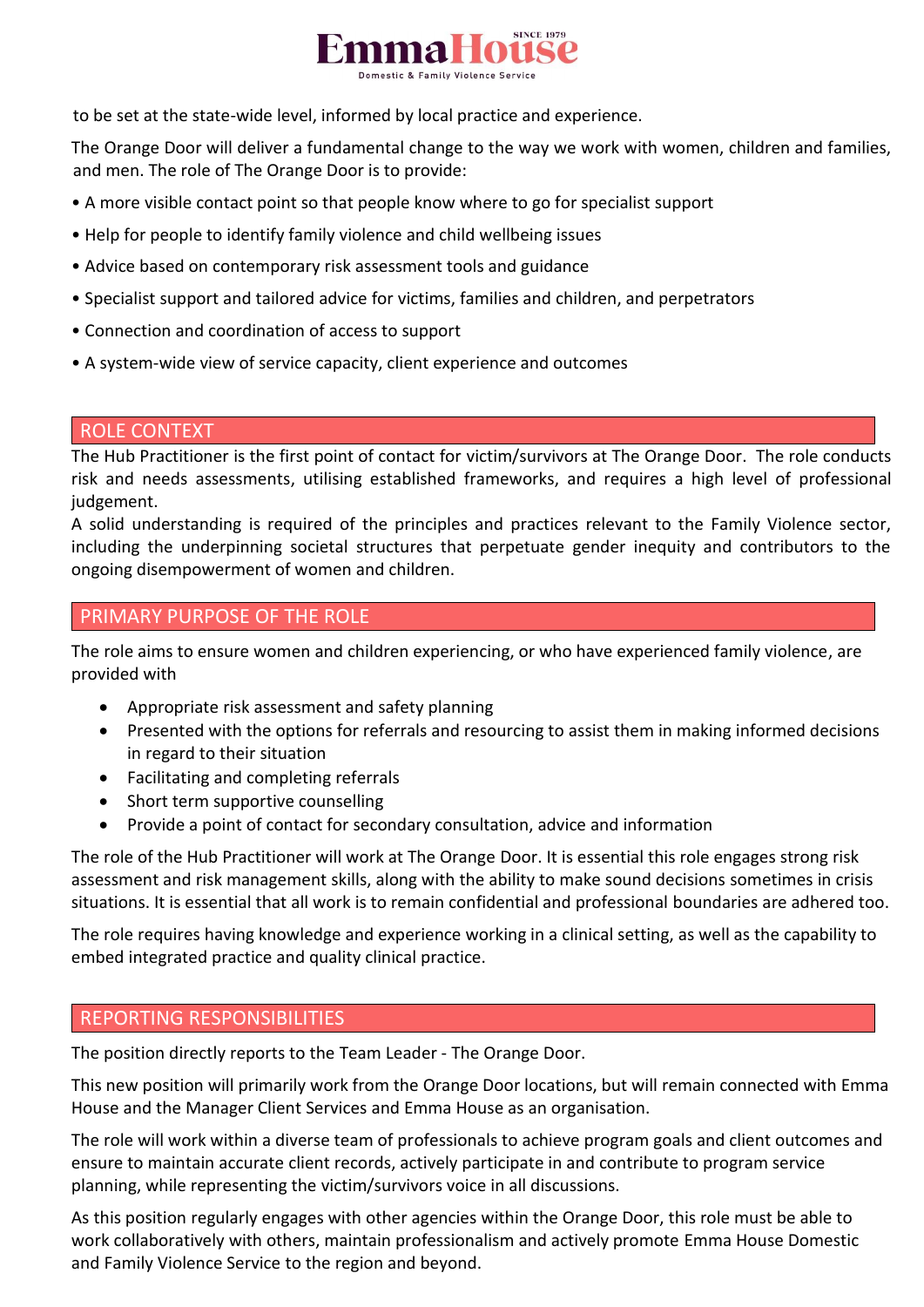to be set at the state-wide level, informed by local practice and experience.

The Orange Door will deliver a fundamental change to the way we work with women, children and families, and men. The role of The Orange Door is to provide:

• A more visible contact point so that people know where to go for specialist support

• Help for people to identify family violence and child wellbeing issues

• Advice based on contemporary risk assessment tools and guidance

• Specialist support and tailored advice for victims, families and children, and perpetrators

• Connection and coordination of access to support

• A system-wide view of service capacity, client experience and outcomes

## ROLE CONTEXT

The Hub Practitioner is the first point of contact for victim/survivors at The Orange Door. The role conducts risk and needs assessments, utilising established frameworks, and requires a high level of professional judgement.

A solid understanding is required of the principles and practices relevant to the Family Violence sector, including the underpinning societal structures that perpetuate gender inequity and contributors to the ongoing disempowerment of women and children.

## PRIMARY PURPOSE OF THE ROLE

The role aims to ensure women and children experiencing, or who have experienced family violence, are provided with

- Appropriate risk assessment and safety planning
- Presented with the options for referrals and resourcing to assist them in making informed decisions in regard to their situation
- Facilitating and completing referrals
- Short term supportive counselling
- Provide a point of contact for secondary consultation, advice and information

The role of the Hub Practitioner will work at The Orange Door. It is essential this role engages strong risk assessment and risk management skills, along with the ability to make sound decisions sometimes in crisis situations. It is essential that all work is to remain confidential and professional boundaries are adhered too.

The role requires having knowledge and experience working in a clinical setting, as well as the capability to embed integrated practice and quality clinical practice.

## REPORTING RESPONSIBILITIES

The position directly reports to the Team Leader - The Orange Door.

This new position will primarily work from the Orange Door locations, but will remain connected with Emma House and the Manager Client Services and Emma House as an organisation.

The role will work within a diverse team of professionals to achieve program goals and client outcomes and ensure to maintain accurate client records, actively participate in and contribute to program service planning, while representing the victim/survivors voice in all discussions.

As this position regularly engages with other agencies within the Orange Door, this role must be able to work collaboratively with others, maintain professionalism and actively promote Emma House Domestic and Family Violence Service to the region and beyond.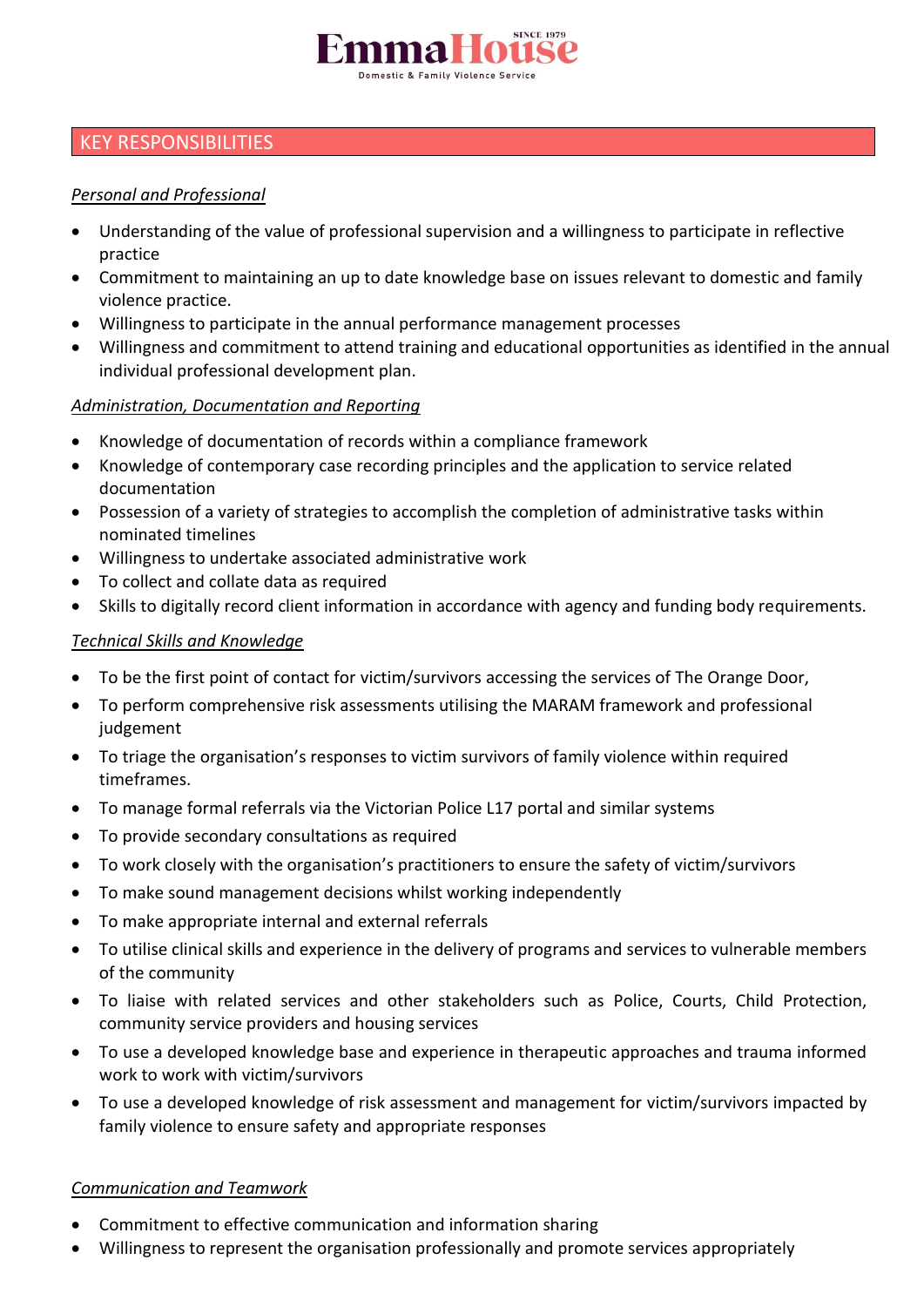## KEY RESPONSIBILITIES

*Personal and Professional*

- Understanding of the value of professional supervision and a willingness to participate in reflective practice
- Commitment to maintaining an up to date knowledge base on issues relevant to domestic and family violence practice.
- Willingness to participate in the annual performance management processes
- Willingness and commitment to attend training and educational opportunities as identified in the annual individual professional development plan.

*Administration, Documentation and Reporting*

- Knowledge of documentation of records within a compliance framework
- Knowledge of contemporary case recording principles and the application to service related documentation
- Possession of a variety of strategies to accomplish the completion of administrative tasks within nominated timelines
- Willingness to undertake associated administrative work
- To collect and collate data as required
- Skills to digitally record client information in accordance with agency and funding body requirements.

*Technical Skills and Knowledge*

- To be the first point of contact for victim/survivors accessing the services of The Orange Door,
- To perform comprehensive risk assessments utilising the MARAM framework and professional judgement
- To triage the organisation's responses to victim survivors of family violence within required timeframes.
- To manage formal referrals via the Victorian Police L17 portal and similar systems
- To provide secondary consultations as required
- To work closely with the organisation's practitioners to ensure the safety of victim/survivors
- To make sound management decisions whilst working independently
- To make appropriate internal and external referrals
- To utilise clinical skills and experience in the delivery of programs and services to vulnerable members of the community
- To liaise with related services and other stakeholders such as Police, Courts, Child Protection, community service providers and housing services
- To use a developed knowledge base and experience in therapeutic approaches and trauma informed work to work with victim/survivors
- To use a developed knowledge of risk assessment and management for victim/survivors impacted by family violence to ensure safety and appropriate responses

*Communication and Teamwork*

- Commitment to effective communication and information sharing
- Willingness to represent the organisation professionally and promote services appropriately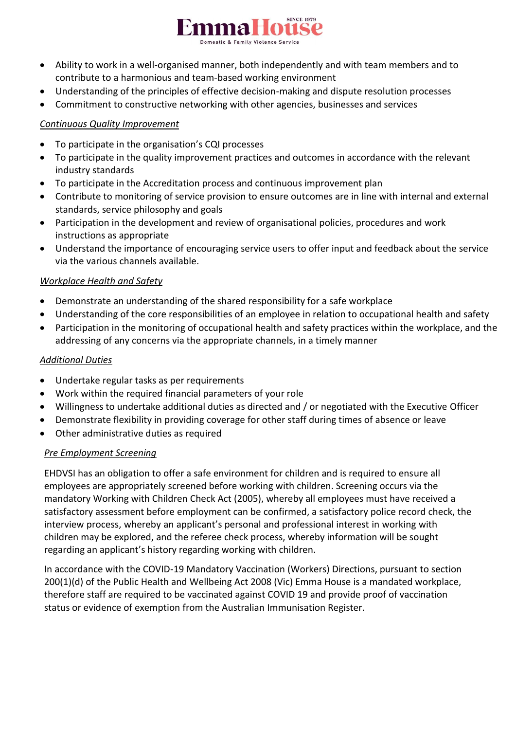- Ability to work in a well-organised manner, both independently and with team members and to contribute to a harmonious and team-based working environment
- Understanding of the principles of effective decision-making and dispute resolution processes
- Commitment to constructive networking with other agencies, businesses and services

*Continuous Quality Improvement*

- To participate in the organisation's CQI processes
- To participate in the quality improvement practices and outcomes in accordance with the relevant industry standards
- To participate in the Accreditation process and continuous improvement plan
- Contribute to monitoring of service provision to ensure outcomes are in line with internal and external standards, service philosophy and goals
- Participation in the development and review of organisational policies, procedures and work instructions as appropriate
- Understand the importance of encouraging service users to offer input and feedback about the service via the various channels available.

*Workplace Health and Safety*

- Demonstrate an understanding of the shared responsibility for a safe workplace
- Understanding of the core responsibilities of an employee in relation to occupational health and safety
- Participation in the monitoring of occupational health and safety practices within the workplace, and the addressing of any concerns via the appropriate channels, in a timely manner

*Additional Duties*

- Undertake regular tasks as per requirements
- Work within the required financial parameters of your role
- Willingness to undertake additional duties as directed and / or negotiated with the Executive Officer
- Demonstrate flexibility in providing coverage for other staff during times of absence or leave
- Other administrative duties as required

*Pre Employment Screening*

EHDVSI has an obligation to offer a safe environment for children and is required to ensure all employees are appropriately screened before working with children. Screening occurs via the mandatory Working with Children Check Act (2005), whereby all employees must have received a satisfactory assessment before employment can be confirmed, a satisfactory police record check, the interview process, whereby an applicant's personal and professional interest in working with children may be explored, and the referee check process, whereby information will be sought regarding an applicant's history regarding working with children.

In accordance with the COVID-19 Mandatory Vaccination (Workers) Directions, pursuant to section 200(1)(d) of the Public Health and Wellbeing Act 2008 (Vic) Emma House is a mandated workplace, therefore staff are required to be vaccinated against COVID 19 and provide proof of vaccination status or evidence of exemption from the Australian Immunisation Register.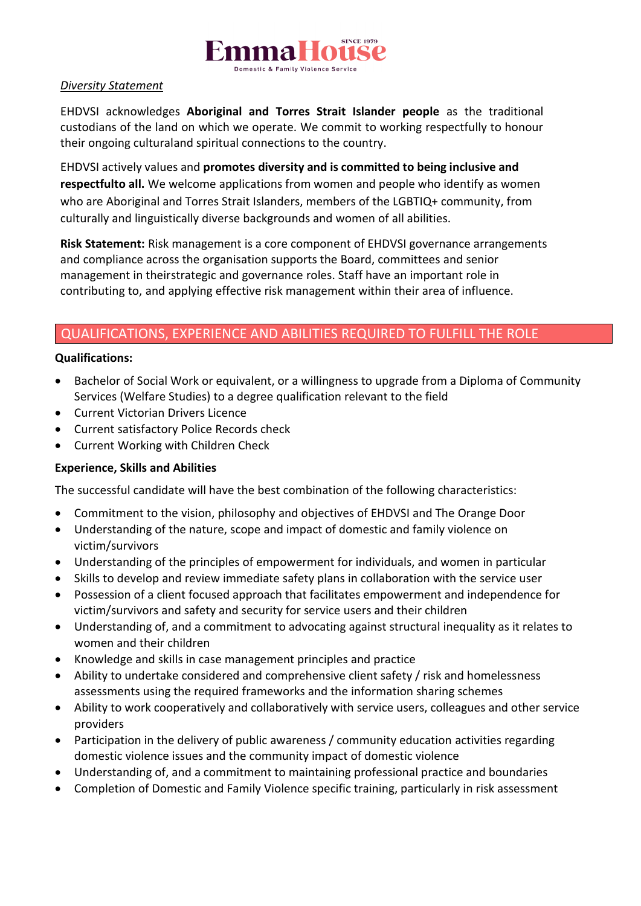*Diversity Statement*

EHDVSI acknowledges **Aboriginal and Torres Strait Islander people** as the traditional custodians of the land on which we operate. We commit to working respectfully to honour their ongoing culturaland spiritual connections to the country.

EHDVSI actively values and **promotes diversity and is committed to being inclusive and respectfulto all.** We welcome applications from women and people who identify as women who are Aboriginal and Torres Strait Islanders, members of the LGBTIQ+ community, from culturally and linguistically diverse backgrounds and women of all abilities.

**Risk Statement:** Risk management is a core component of EHDVSI governance arrangements and compliance across the organisation supports the Board, committees and senior management in theirstrategic and governance roles. Staff have an important role in contributing to, and applying effective risk management within their area of influence.

## QUALIFICATIONS, EXPERIENCE AND ABILITIES REQUIRED TO FULFILL THE ROLE

**Qualifications:**

- Bachelor of Social Work or equivalent, or a willingness to upgrade from a Diploma of Community Services (Welfare Studies) to a degree qualification relevant to the field
- Current Victorian Drivers Licence
- Current satisfactory Police Records check
- Current Working with Children Check

**Experience, Skills and Abilities**

The successful candidate will have the best combination of the following characteristics:

- Commitment to the vision, philosophy and objectives of EHDVSI and The Orange Door
- Understanding of the nature, scope and impact of domestic and family violence on victim/survivors
- Understanding of the principles of empowerment for individuals, and women in particular
- Skills to develop and review immediate safety plans in collaboration with the service user
- Possession of a client focused approach that facilitates empowerment and independence for victim/survivors and safety and security for service users and their children
- Understanding of, and a commitment to advocating against structural inequality as it relates to women and their children
- Knowledge and skills in case management principles and practice
- Ability to undertake considered and comprehensive client safety / risk and homelessness assessments using the required frameworks and the information sharing schemes
- Ability to work cooperatively and collaboratively with service users, colleagues and other service providers
- Participation in the delivery of public awareness / community education activities regarding domestic violence issues and the community impact of domestic violence
- Understanding of, and a commitment to maintaining professional practice and boundaries
- Completion of Domestic and Family Violence specific training, particularly in risk assessment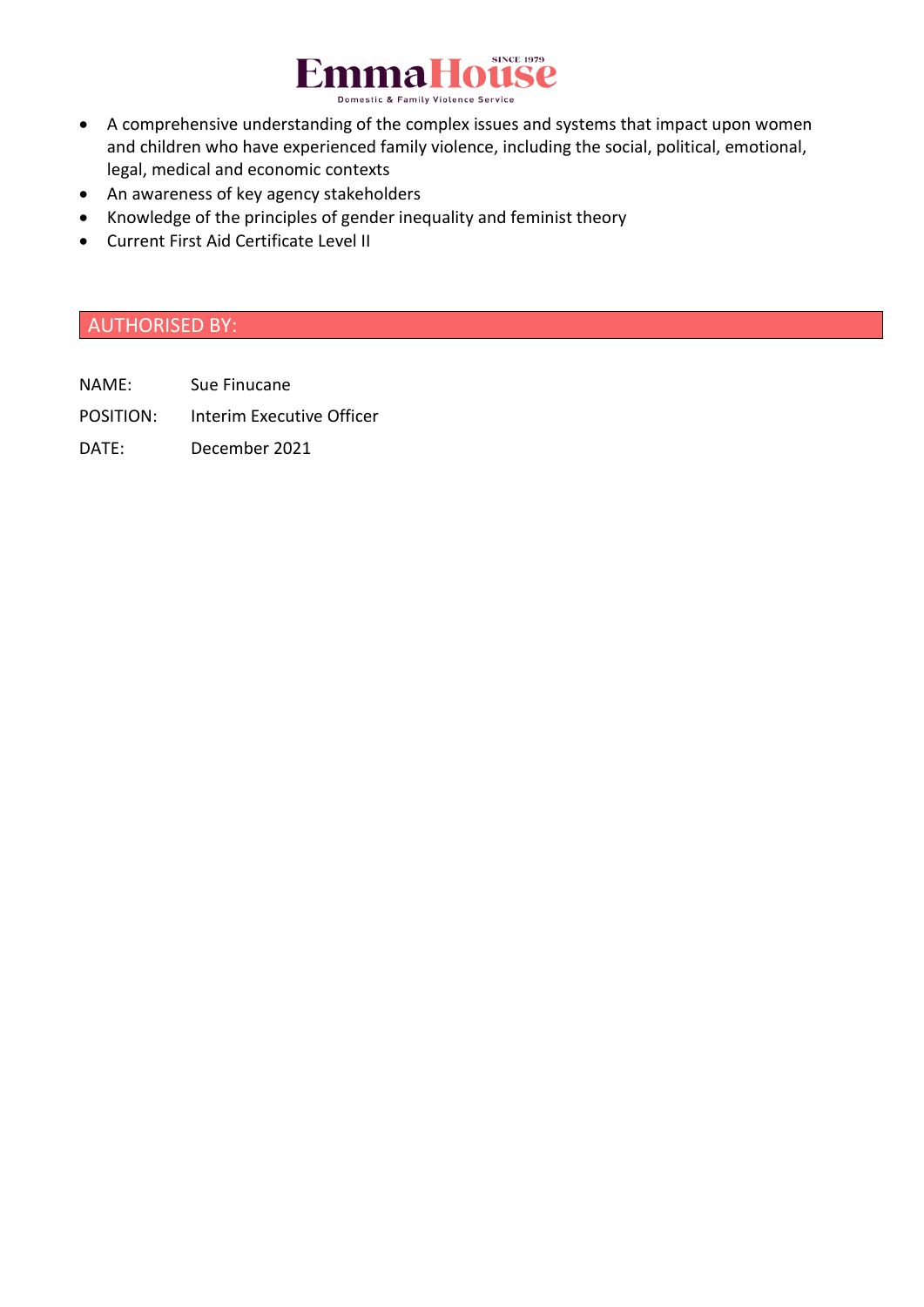- A comprehensive understanding of the complex issues and systems that impact upon women and children who have experienced family violence, including the social, political, emotional, legal, medical and economic contexts
- An awareness of key agency stakeholders
- Knowledge of the principles of gender inequality and feminist theory
- Current First Aid Certificate Level II

## AUTHORISED BY:

NAME: Sue Finucane

POSITION: Interim Executive Officer

DATE: December 2021